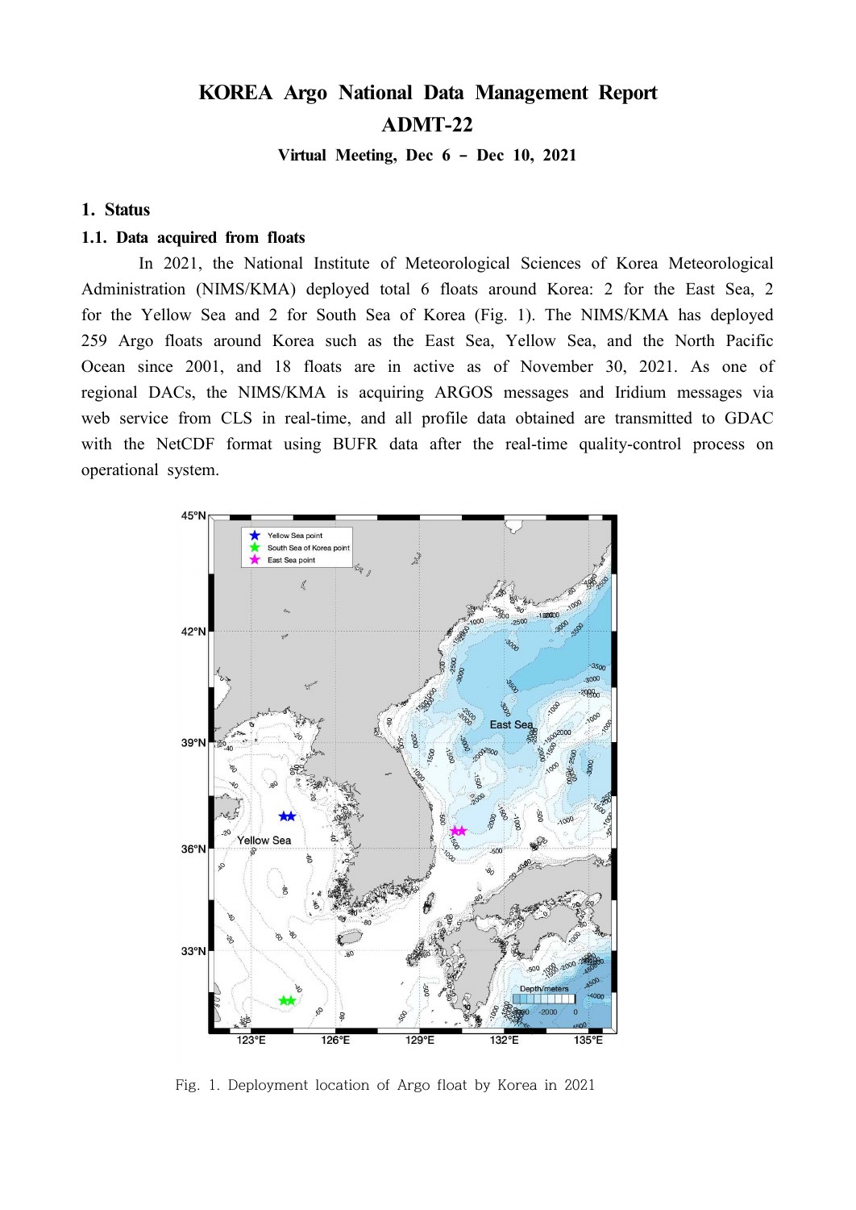# KOREA Argo National Data Management Report
# ADMT-22

**Virtual Meeting, Dec 6 – Dec 10, 2021**

## 1. Status

### 1.1. Data acquired from floats

In 2021, the National Institute of Meteorological Sciences of Korea Meteorological Administration (NIMS/KMA) deployed total 6 floats around Korea: 2 for the East Sea, 2 for the Yellow Sea and 2 for South Sea of Korea (Fig. 1). The NIMS/KMA has deployed 259 Argo floats around Korea such as the East Sea, Yellow Sea, and the North Pacific Ocean since 2001, and 18 floats are in active as of November 30, 2021. As one of regional DACs, the NIMS/KMA is acquiring ARGOS messages and Iridium messages via web service from CLS in real-time, and all profile data obtained are transmitted to GDAC with the NetCDF format using BUFR data after the real-time quality-control process on operational system.

Fig. 1. Deployment location of Argo float by Korea in 2021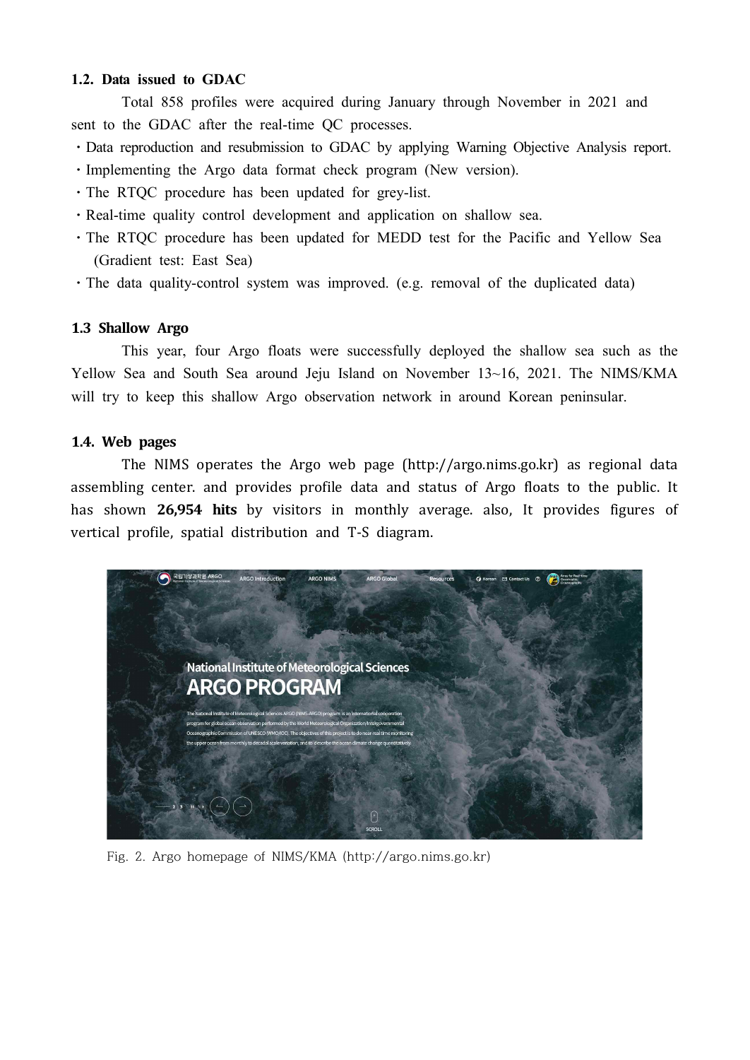### 1.2. Data issued to GDAC

Total 858 profiles were acquired during January through November in 2021 and sent to the GDAC after the real-time QC processes.

- Data reproduction and resubmission to GDAC by applying Warning Objective Analysis report.
- Implementing the Argo data format check program (New version).
- The RTQC procedure has been updated for grey-list.
- Real-time quality control development and application on shallow sea.
- The RTQC procedure has been updated for MEDD test for the Pacific and Yellow Sea (Gradient test: East Sea)
- The data quality-control system was improved. (e.g. removal of the duplicated data)

### 1.3 Shallow Argo

This year, four Argo floats were successfully deployed the shallow sea such as the Yellow Sea and South Sea around Jeju Island on November 13~16, 2021. The NIMS/KMA will try to keep this shallow Argo observation network in around Korean peninsular.

### 1.4. Web pages

The NIMS operates the Argo web page (http://argo.nims.go.kr) as regional data assembling center. and provides profile data and status of Argo floats to the public. It has shown **26,954 hits** by visitors in monthly average. also, It provides figures of vertical profile, spatial distribution and T-S diagram.

Fig. 2. Argo homepage of NIMS/KMA (http://argo.nims.go.kr)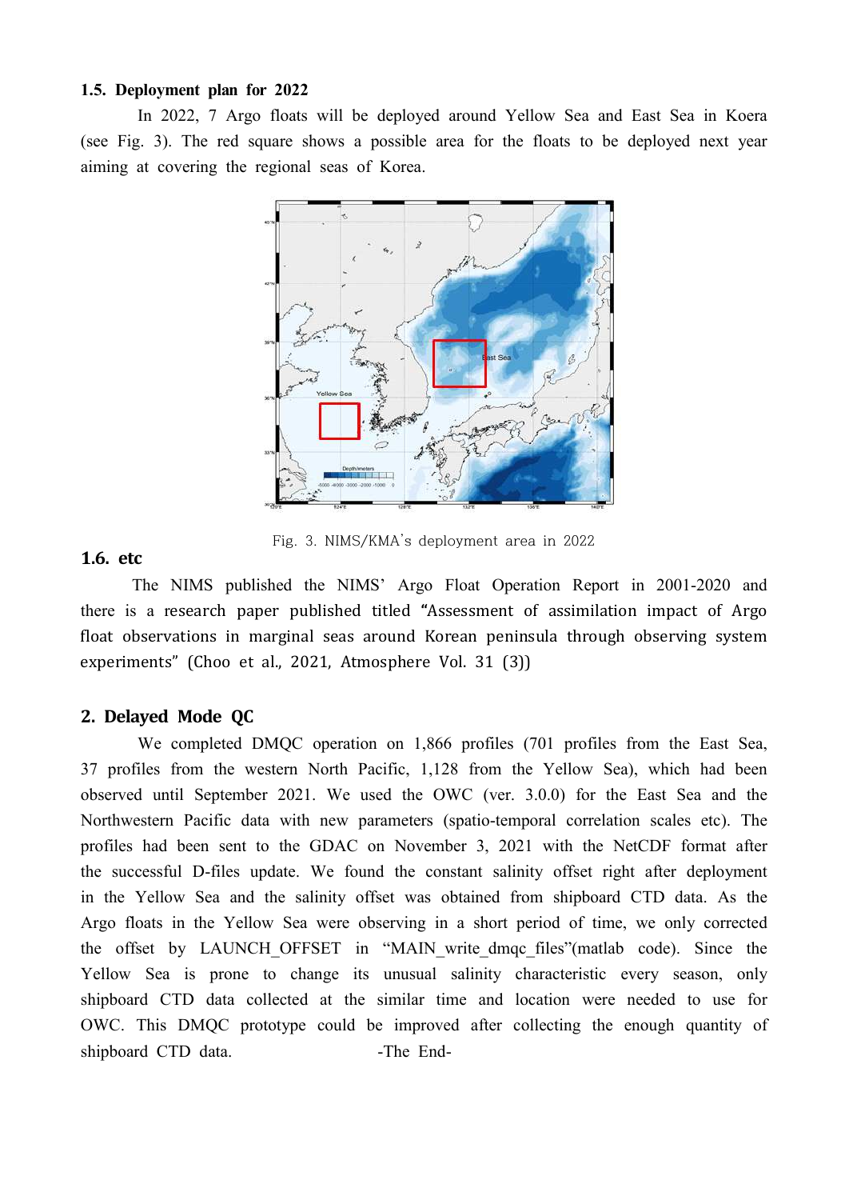### 1.5. Deployment plan for 2022

In 2022, 7 Argo floats will be deployed around Yellow Sea and East Sea in Koera (see Fig. 3). The red square shows a possible area for the floats to be deployed next year aiming at covering the regional seas of Korea.

East Sea

Yellow Sea

Depth/meters

-5000 -4000 -3000 -2000 -1000 0

Fig. 3. NIMS/KMA's deployment area in 2022

### 1.6. etc

The NIMS published the NIMS' Argo Float Operation Report in 2001-2020 and there is a research paper published titled "Assessment of assimilation impact of Argo float observations in marginal seas around Korean peninsula through observing system experiments" (Choo et al., 2021, Atmosphere Vol. 31 (3))

## 2. Delayed Mode QC

We completed DMQC operation on 1,866 profiles (701 profiles from the East Sea, 37 profiles from the western North Pacific, 1,128 from the Yellow Sea), which had been observed until September 2021. We used the OWC (ver. 3.0.0) for the East Sea and the Northwestern Pacific data with new parameters (spatio-temporal correlation scales etc). The profiles had been sent to the GDAC on November 3, 2021 with the NetCDF format after the successful D-files update. We found the constant salinity offset right after deployment in the Yellow Sea and the salinity offset was obtained from shipboard CTD data. As the Argo floats in the Yellow Sea were observing in a short period of time, we only corrected the offset by LAUNCH_OFFSET in "MAIN_write_dmqc_files"(matlab code). Since the Yellow Sea is prone to change its unusual salinity characteristic every season, only shipboard CTD data collected at the similar time and location were needed to use for OWC. This DMQC prototype could be improved after collecting the enough quantity of shipboard CTD data.

-The End-